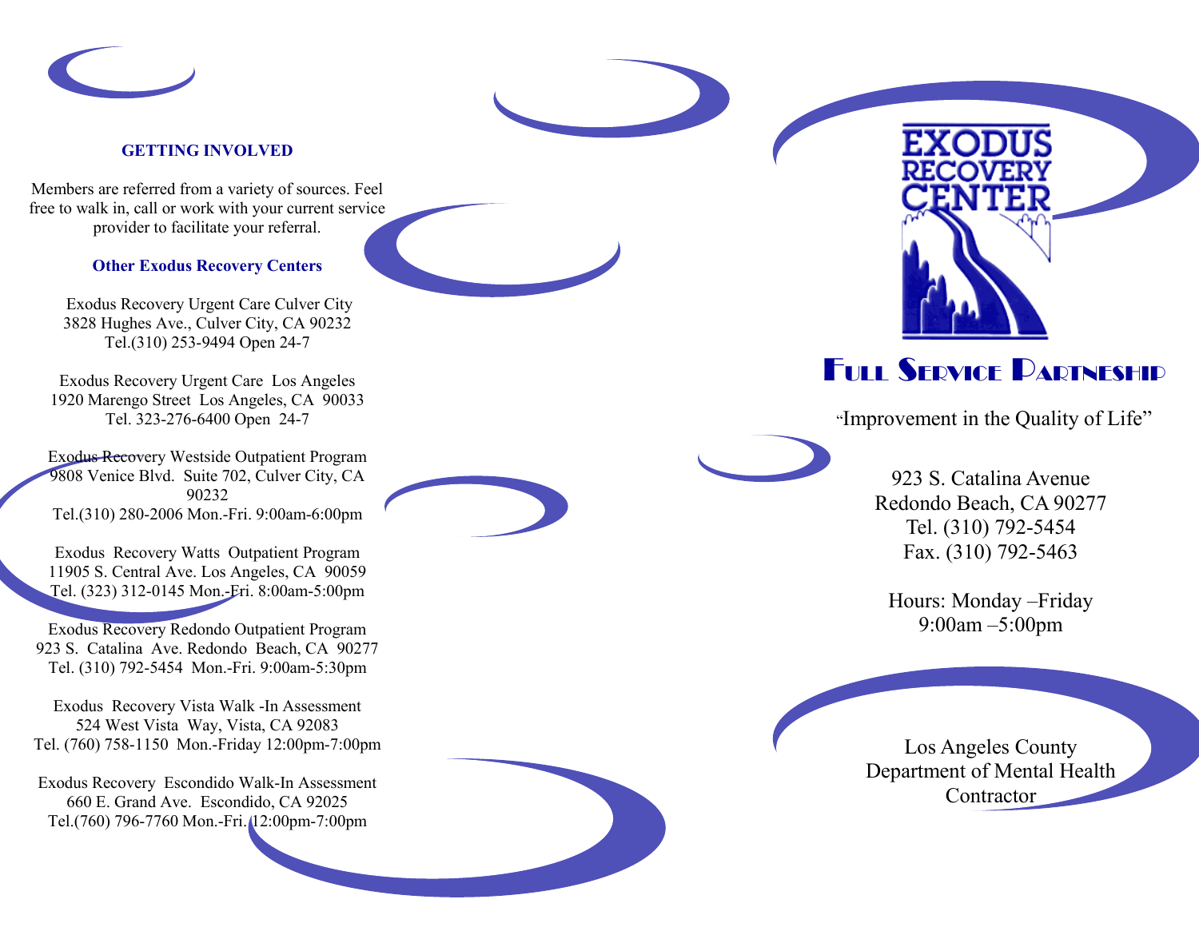## GETTING INVOLVED

Members are referred from a variety of sources. Feel free to walk in, call or work with your current service provider to facilitate your referral.

### Other Exodus Recovery Centers

Exodus Recovery Urgent Care Culver City
3828 Hughes Ave., Culver City, CA 90232
Tel.(310) 253-9494 Open 24-7

Exodus Recovery Urgent Care Los Angeles
1920 Marengo Street Los Angeles, CA 90033
Tel. 323-276-6400 Open 24-7

Exodus Recovery Westside Outpatient Program
9808 Venice Blvd. Suite 702, Culver City, CA 90232
Tel.(310) 280-2006 Mon.-Fri. 9:00am-6:00pm

Exodus Recovery Watts Outpatient Program
11905 S. Central Ave. Los Angeles, CA 90059
Tel. (323) 312-0145 Mon.-Fri. 8:00am-5:00pm

Exodus Recovery Redondo Outpatient Program
923 S. Catalina Ave. Redondo Beach, CA 90277
Tel. (310) 792-5454 Mon.-Fri. 9:00am-5:30pm

Exodus Recovery Vista Walk -In Assessment
524 West Vista Way, Vista, CA 92083
Tel. (760) 758-1150 Mon.-Friday 12:00pm-7:00pm

Exodus Recovery Escondido Walk-In Assessment
660 E. Grand Ave. Escondido, CA 92025
Tel.(760) 796-7760 Mon.-Fri. 12:00pm-7:00pm

# EXODUS RECOVERY CENTER

## Full Service Partnership

"Improvement in the Quality of Life"

923 S. Catalina Avenue
Redondo Beach, CA 90277
Tel. (310) 792-5454
Fax. (310) 792-5463

Hours: Monday –Friday
9:00am –5:00pm

Los Angeles County
Department of Mental Health
Contractor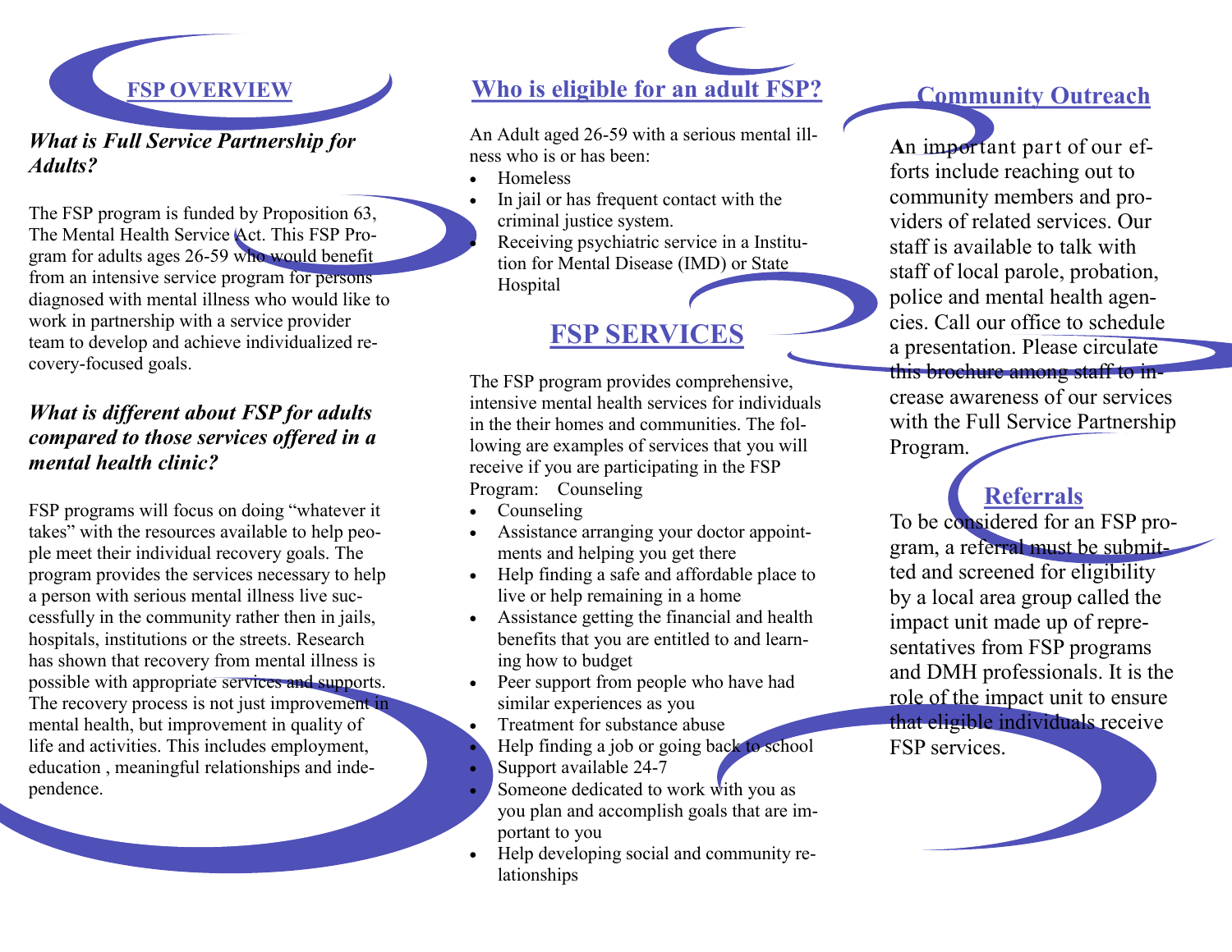## FSP OVERVIEW

### *What is Full Service Partnership for Adults?*

The FSP program is funded by Proposition 63, The Mental Health Service Act. This FSP Program for adults ages 26-59 who would benefit from an intensive service program for persons diagnosed with mental illness who would like to work in partnership with a service provider team to develop and achieve individualized recovery-focused goals.

### *What is different about FSP for adults compared to those services offered in a mental health clinic?*

FSP programs will focus on doing "whatever it takes" with the resources available to help people meet their individual recovery goals. The program provides the services necessary to help a person with serious mental illness live successfully in the community rather then in jails, hospitals, institutions or the streets. Research has shown that recovery from mental illness is possible with appropriate services and supports. The recovery process is not just improvement in mental health, but improvement in quality of life and activities. This includes employment, education , meaningful relationships and independence.

## Who is eligible for an adult FSP?

An Adult aged 26-59 with a serious mental illness who is or has been:

- Homeless
- In jail or has frequent contact with the criminal justice system.
- Receiving psychiatric service in a Institution for Mental Disease (IMD) or State Hospital

## FSP SERVICES

The FSP program provides comprehensive, intensive mental health services for individuals in the their homes and communities. The following are examples of services that you will receive if you are participating in the FSP Program: Counseling

- Counseling
- Assistance arranging your doctor appointments and helping you get there
- Help finding a safe and affordable place to live or help remaining in a home
- Assistance getting the financial and health benefits that you are entitled to and learning how to budget
- Peer support from people who have had similar experiences as you
- Treatment for substance abuse
- Help finding a job or going back to school
- Support available 24-7
- Someone dedicated to work with you as you plan and accomplish goals that are important to you
- Help developing social and community relationships

## Community Outreach

An important part of our efforts include reaching out to community members and providers of related services. Our staff is available to talk with staff of local parole, probation, police and mental health agencies. Call our office to schedule a presentation. Please circulate this brochure among staff to increase awareness of our services with the Full Service Partnership Program.

## Referrals

To be considered for an FSP program, a referral must be submitted and screened for eligibility by a local area group called the impact unit made up of representatives from FSP programs and DMH professionals. It is the role of the impact unit to ensure that eligible individuals receive FSP services.